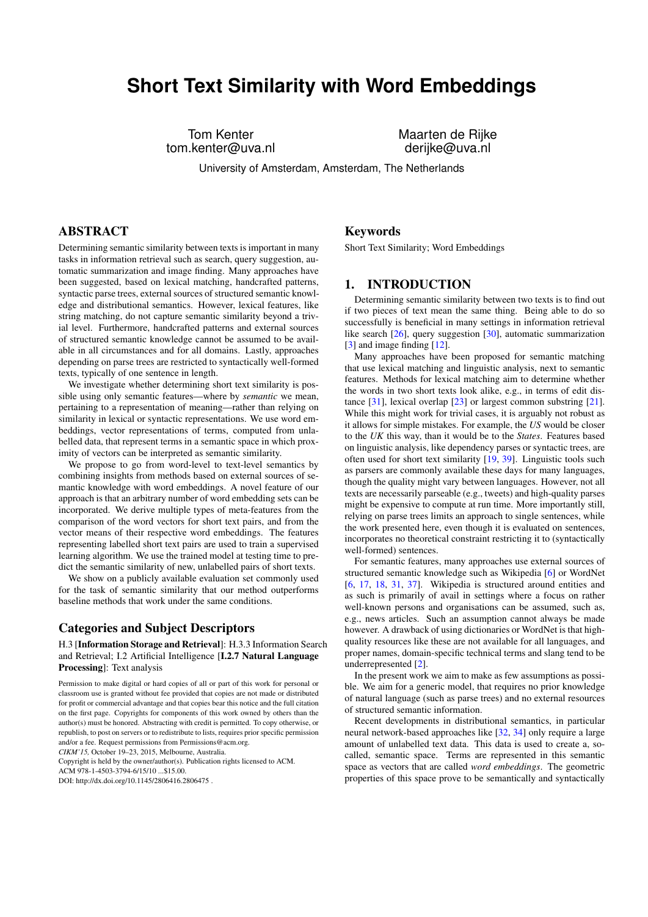# Short Text Similarity with Word Embeddings

Tom Kenter
tom.kenter@uva.nl

Maarten de Rijke
derijke@uva.nl

University of Amsterdam, Amsterdam, The Netherlands

## ABSTRACT

Determining semantic similarity between texts is important in many tasks in information retrieval such as search, query suggestion, automatic summarization and image finding. Many approaches have been suggested, based on lexical matching, handcrafted patterns, syntactic parse trees, external sources of structured semantic knowledge and distributional semantics. However, lexical features, like string matching, do not capture semantic similarity beyond a trivial level. Furthermore, handcrafted patterns and external sources of structured semantic knowledge cannot be assumed to be available in all circumstances and for all domains. Lastly, approaches depending on parse trees are restricted to syntactically well-formed texts, typically of one sentence in length.

We investigate whether determining short text similarity is possible using only semantic features—where by *semantic* we mean, pertaining to a representation of meaning—rather than relying on similarity in lexical or syntactic representations. We use word embeddings, vector representations of terms, computed from unlabelled data, that represent terms in a semantic space in which proximity of vectors can be interpreted as semantic similarity.

We propose to go from word-level to text-level semantics by combining insights from methods based on external sources of semantic knowledge with word embeddings. A novel feature of our approach is that an arbitrary number of word embedding sets can be incorporated. We derive multiple types of meta-features from the comparison of the word vectors for short text pairs, and from the vector means of their respective word embeddings. The features representing labelled short text pairs are used to train a supervised learning algorithm. We use the trained model at testing time to predict the semantic similarity of new, unlabelled pairs of short texts.

We show on a publicly available evaluation set commonly used for the task of semantic similarity that our method outperforms baseline methods that work under the same conditions.

## Categories and Subject Descriptors

H.3 [**Information Storage and Retrieval**]: H.3.3 Information Search and Retrieval; I.2 Artificial Intelligence [**I.2.7 Natural Language Processing**]: Text analysis

Permission to make digital or hard copies of all or part of this work for personal or classroom use is granted without fee provided that copies are not made or distributed for profit or commercial advantage and that copies bear this notice and the full citation on the first page. Copyrights for components of this work owned by others than the author(s) must be honored. Abstracting with credit is permitted. To copy otherwise, or republish, to post on servers or to redistribute to lists, requires prior specific permission and/or a fee. Request permissions from Permissions@acm.org.
*CIKM'15*, October 19–23, 2015, Melbourne, Australia.
Copyright is held by the owner/author(s). Publication rights licensed to ACM.
ACM 978-1-4503-3794-6/15/10 ...$15.00.
DOI: http://dx.doi.org/10.1145/2806416.2806475 .

## Keywords

Short Text Similarity; Word Embeddings

## 1. INTRODUCTION

Determining semantic similarity between two texts is to find out if two pieces of text mean the same thing. Being able to do so successfully is beneficial in many settings in information retrieval like search [26], query suggestion [30], automatic summarization [3] and image finding [12].

Many approaches have been proposed for semantic matching that use lexical matching and linguistic analysis, next to semantic features. Methods for lexical matching aim to determine whether the words in two short texts look alike, e.g., in terms of edit distance [31], lexical overlap [23] or largest common substring [21]. While this might work for trivial cases, it is arguably not robust as it allows for simple mistakes. For example, the *US* would be closer to the *UK* this way, than it would be to the *States*. Features based on linguistic analysis, like dependency parses or syntactic trees, are often used for short text similarity [19, 39]. Linguistic tools such as parsers are commonly available these days for many languages, though the quality might vary between languages. However, not all texts are necessarily parseable (e.g., tweets) and high-quality parses might be expensive to compute at run time. More importantly still, relying on parse trees limits an approach to single sentences, while the work presented here, even though it is evaluated on sentences, incorporates no theoretical constraint restricting it to (syntactically well-formed) sentences.

For semantic features, many approaches use external sources of structured semantic knowledge such as Wikipedia [6] or WordNet [6, 17, 18, 31, 37]. Wikipedia is structured around entities and as such is primarily of avail in settings where a focus on rather well-known persons and organisations can be assumed, such as, e.g., news articles. Such an assumption cannot always be made however. A drawback of using dictionaries or WordNet is that high-quality resources like these are not available for all languages, and proper names, domain-specific technical terms and slang tend to be underrepresented [2].

In the present work we aim to make as few assumptions as possible. We aim for a generic model, that requires no prior knowledge of natural language (such as parse trees) and no external resources of structured semantic information.

Recent developments in distributional semantics, in particular neural network-based approaches like [32, 34] only require a large amount of unlabelled text data. This data is used to create a, so-called, semantic space. Terms are represented in this semantic space as vectors that are called *word embeddings*. The geometric properties of this space prove to be semantically and syntactically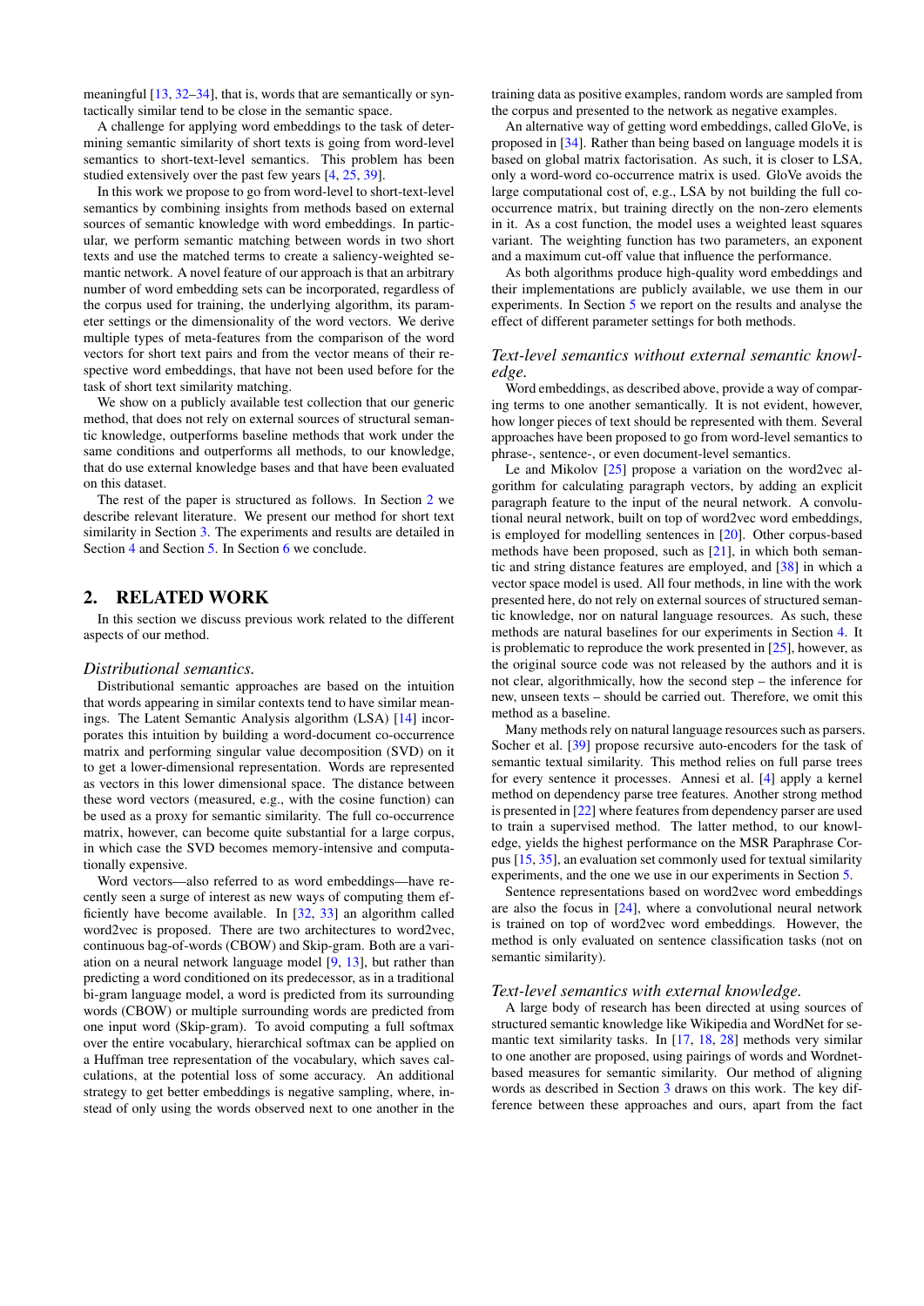meaningful [13, 32–34], that is, words that are semantically or syntactically similar tend to be close in the semantic space.

A challenge for applying word embeddings to the task of determining semantic similarity of short texts is going from word-level semantics to short-text-level semantics. This problem has been studied extensively over the past few years [4, 25, 39].

In this work we propose to go from word-level to short-text-level semantics by combining insights from methods based on external sources of semantic knowledge with word embeddings. In particular, we perform semantic matching between words in two short texts and use the matched terms to create a saliency-weighted semantic network. A novel feature of our approach is that an arbitrary number of word embedding sets can be incorporated, regardless of the corpus used for training, the underlying algorithm, its parameter settings or the dimensionality of the word vectors. We derive multiple types of meta-features from the comparison of the word vectors for short text pairs and from the vector means of their respective word embeddings, that have not been used before for the task of short text similarity matching.

We show on a publicly available test collection that our generic method, that does not rely on external sources of structural semantic knowledge, outperforms baseline methods that work under the same conditions and outperforms all methods, to our knowledge, that do use external knowledge bases and that have been evaluated on this dataset.

The rest of the paper is structured as follows. In Section 2 we describe relevant literature. We present our method for short text similarity in Section 3. The experiments and results are detailed in Section 4 and Section 5. In Section 6 we conclude.

## 2. RELATED WORK

In this section we discuss previous work related to the different aspects of our method.

### *Distributional semantics.*

Distributional semantic approaches are based on the intuition that words appearing in similar contexts tend to have similar meanings. The Latent Semantic Analysis algorithm (LSA) [14] incorporates this intuition by building a word-document co-occurrence matrix and performing singular value decomposition (SVD) on it to get a lower-dimensional representation. Words are represented as vectors in this lower dimensional space. The distance between these word vectors (measured, e.g., with the cosine function) can be used as a proxy for semantic similarity. The full co-occurrence matrix, however, can become quite substantial for a large corpus, in which case the SVD becomes memory-intensive and computationally expensive.

Word vectors—also referred to as word embeddings—have recently seen a surge of interest as new ways of computing them efficiently have become available. In [32, 33] an algorithm called word2vec is proposed. There are two architectures to word2vec, continuous bag-of-words (CBOW) and Skip-gram. Both are a variation on a neural network language model [9, 13], but rather than predicting a word conditioned on its predecessor, as in a traditional bi-gram language model, a word is predicted from its surrounding words (CBOW) or multiple surrounding words are predicted from one input word (Skip-gram). To avoid computing a full softmax over the entire vocabulary, hierarchical softmax can be applied on a Huffman tree representation of the vocabulary, which saves calculations, at the potential loss of some accuracy. An additional strategy to get better embeddings is negative sampling, where, instead of only using the words observed next to one another in the training data as positive examples, random words are sampled from the corpus and presented to the network as negative examples.

An alternative way of getting word embeddings, called GloVe, is proposed in [34]. Rather than being based on language models it is based on global matrix factorisation. As such, it is closer to LSA, only a word-word co-occurrence matrix is used. GloVe avoids the large computational cost of, e.g., LSA by not building the full co-occurrence matrix, but training directly on the non-zero elements in it. As a cost function, the model uses a weighted least squares variant. The weighting function has two parameters, an exponent and a maximum cut-off value that influence the performance.

As both algorithms produce high-quality word embeddings and their implementations are publicly available, we use them in our experiments. In Section 5 we report on the results and analyse the effect of different parameter settings for both methods.

### *Text-level semantics without external semantic knowledge.*

Word embeddings, as described above, provide a way of comparing terms to one another semantically. It is not evident, however, how longer pieces of text should be represented with them. Several approaches have been proposed to go from word-level semantics to phrase-, sentence-, or even document-level semantics.

Le and Mikolov [25] propose a variation on the word2vec algorithm for calculating paragraph vectors, by adding an explicit paragraph feature to the input of the neural network. A convolutional neural network, built on top of word2vec word embeddings, is employed for modelling sentences in [20]. Other corpus-based methods have been proposed, such as [21], in which both semantic and string distance features are employed, and [38] in which a vector space model is used. All four methods, in line with the work presented here, do not rely on external sources of structured semantic knowledge, nor on natural language resources. As such, these methods are natural baselines for our experiments in Section 4. It is problematic to reproduce the work presented in [25], however, as the original source code was not released by the authors and it is not clear, algorithmically, how the second step – the inference for new, unseen texts – should be carried out. Therefore, we omit this method as a baseline.

Many methods rely on natural language resources such as parsers. Socher et al. [39] propose recursive auto-encoders for the task of semantic textual similarity. This method relies on full parse trees for every sentence it processes. Annesi et al. [4] apply a kernel method on dependency parse tree features. Another strong method is presented in [22] where features from dependency parser are used to train a supervised method. The latter method, to our knowledge, yields the highest performance on the MSR Paraphrase Corpus [15, 35], an evaluation set commonly used for textual similarity experiments, and the one we use in our experiments in Section 5.

Sentence representations based on word2vec word embeddings are also the focus in [24], where a convolutional neural network is trained on top of word2vec word embeddings. However, the method is only evaluated on sentence classification tasks (not on semantic similarity).

### *Text-level semantics with external knowledge.*

A large body of research has been directed at using sources of structured semantic knowledge like Wikipedia and WordNet for semantic text similarity tasks. In [17, 18, 28] methods very similar to one another are proposed, using pairings of words and Wordnet-based measures for semantic similarity. Our method of aligning words as described in Section 3 draws on this work. The key difference between these approaches and ours, apart from the fact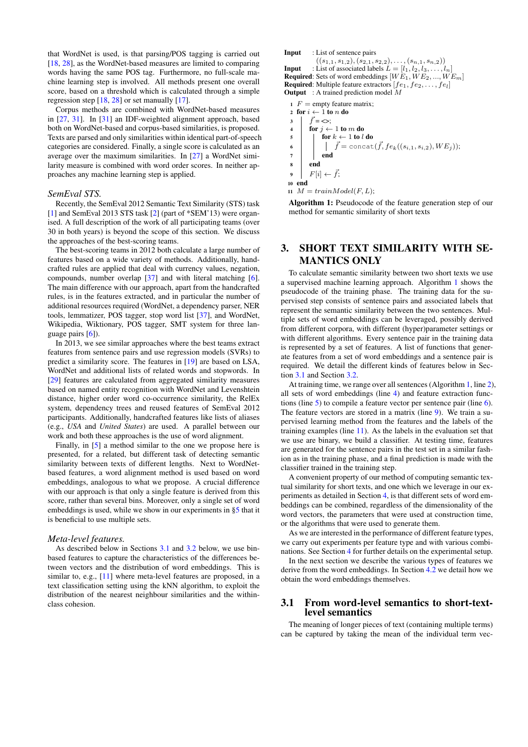that WordNet is used, is that parsing/POS tagging is carried out [18, 28], as the WordNet-based measures are limited to comparing words having the same POS tag. Furthermore, no full-scale machine learning step is involved. All methods present one overall score, based on a threshold which is calculated through a simple regression step [18, 28] or set manually [17].

Corpus methods are combined with WordNet-based measures in [27, 31]. In [31] an IDF-weighted alignment approach, based both on WordNet-based and corpus-based similarities, is proposed. Texts are parsed and only similarities within identical part-of-speech categories are considered. Finally, a single score is calculated as an average over the maximum similarities. In [27] a WordNet similarity measure is combined with word order scores. In neither approaches any machine learning step is applied.

### *SemEval STS.*

Recently, the SemEval 2012 Semantic Text Similarity (STS) task [1] and SemEval 2013 STS task [2] (part of *SEM'13) were organised. A full description of the work of all participating teams (over 30 in both years) is beyond the scope of this section. We discuss the approaches of the best-scoring teams.

The best-scoring teams in 2012 both calculate a large number of features based on a wide variety of methods. Additionally, handcrafted rules are applied that deal with currency values, negation, compounds, number overlap [37] and with literal matching [6]. The main difference with our approach, apart from the handcrafted rules, is in the features extracted, and in the number of additional resources required (WordNet, a dependency parser, NER tools, lemmatizer, POS tagger, stop word list [37], and WordNet, Wikipedia, Wiktionary, POS tagger, SMT system for three language pairs [6]).

In 2013, we see similar approaches where the best teams extract features from sentence pairs and use regression models (SVRs) to predict a similarity score. The features in [19] are based on LSA, WordNet and additional lists of related words and stopwords. In [29] features are calculated from aggregated similarity measures based on named entity recognition with WordNet and Levenshtein distance, higher order word co-occurrence similarity, the RelEx system, dependency trees and reused features of SemEval 2012 participants. Additionally, handcrafted features like lists of aliases (e.g., *USA* and *United States*) are used. A parallel between our work and both these approaches is the use of word alignment.

Finally, in [5] a method similar to the one we propose here is presented, for a related, but different task of detecting semantic similarity between texts of different lengths. Next to WordNet-based features, a word alignment method is used based on word embeddings, analogous to what we propose. A crucial difference with our approach is that only a single feature is derived from this score, rather than several bins. Moreover, only a single set of word embeddings is used, while we show in our experiments in §5 that it is beneficial to use multiple sets.

### *Meta-level features.*

As described below in Sections 3.1 and 3.2 below, we use bin-based features to capture the characteristics of the differences between vectors and the distribution of word embeddings. This is similar to, e.g., [11] where meta-level features are proposed, in a text classification setting using the kNN algorithm, to exploit the distribution of the nearest neighbour similarities and the within-class cohesion.

```
Input    : List of sentence pairs
           ((s_{1,1}, s_{1,2}), (s_{2,1}, s_{2,2}), ..., (s_{n,1}, s_{n,2}))
Input    : List of associated labels L = [l_1, l_2, l_3, ..., l_n]
Required: Sets of word embeddings [WE_1, WE_2, ..., WE_m]
Required: Multiple feature extractors [fe_1, fe_2, ..., fe_l]
Output   : A trained prediction model M

1  F = empty feature matrix;
2  for i ← 1 to n do
3  |   f⃗ = <>;
4  |   for j ← 1 to m do
5  |   |   for k ← 1 to l do
6  |   |   |   f⃗ = concat(f⃗, fe_k((s_{i,1}, s_{i,2}), WE_j));
7  |   |   end
8  |   end
9  |   F[i] ← f⃗;
10 end
11 M = trainModel(F, L);
```

**Algorithm 1:** Pseudocode of the feature generation step of our method for semantic similarity of short texts

## 3. SHORT TEXT SIMILARITY WITH SEMANTICS ONLY

To calculate semantic similarity between two short texts we use a supervised machine learning approach. Algorithm 1 shows the pseudocode of the training phase. The training data for the supervised step consists of sentence pairs and associated labels that represent the semantic similarity between the two sentences. Multiple sets of word embeddings can be leveraged, possibly derived from different corpora, with different (hyper)parameter settings or with different algorithms. Every sentence pair in the training data is represented by a set of features. A list of functions that generate features from a set of word embeddings and a sentence pair is required. We detail the different kinds of features below in Section 3.1 and Section 3.2.

At training time, we range over all sentences (Algorithm 1, line 2), all sets of word embeddings (line 4) and feature extraction functions (line 5) to compile a feature vector per sentence pair (line 6). The feature vectors are stored in a matrix (line 9). We train a supervised learning method from the features and the labels of the training examples (line 11). As the labels in the evaluation set that we use are binary, we build a classifier. At testing time, features are generated for the sentence pairs in the test set in a similar fashion as in the training phase, and a final prediction is made with the classifier trained in the training step.

A convenient property of our method of computing semantic textual similarity for short texts, and one which we leverage in our experiments as detailed in Section 4, is that different sets of word embeddings can be combined, regardless of the dimensionality of the word vectors, the parameters that were used at construction time, or the algorithms that were used to generate them.

As we are interested in the performance of different feature types, we carry out experiments per feature type and with various combinations. See Section 4 for further details on the experimental setup.

In the next section we describe the various types of features we derive from the word embeddings. In Section 4.2 we detail how we obtain the word embeddings themselves.

### 3.1 From word-level semantics to short-text-level semantics

The meaning of longer pieces of text (containing multiple terms) can be captured by taking the mean of the individual term vec-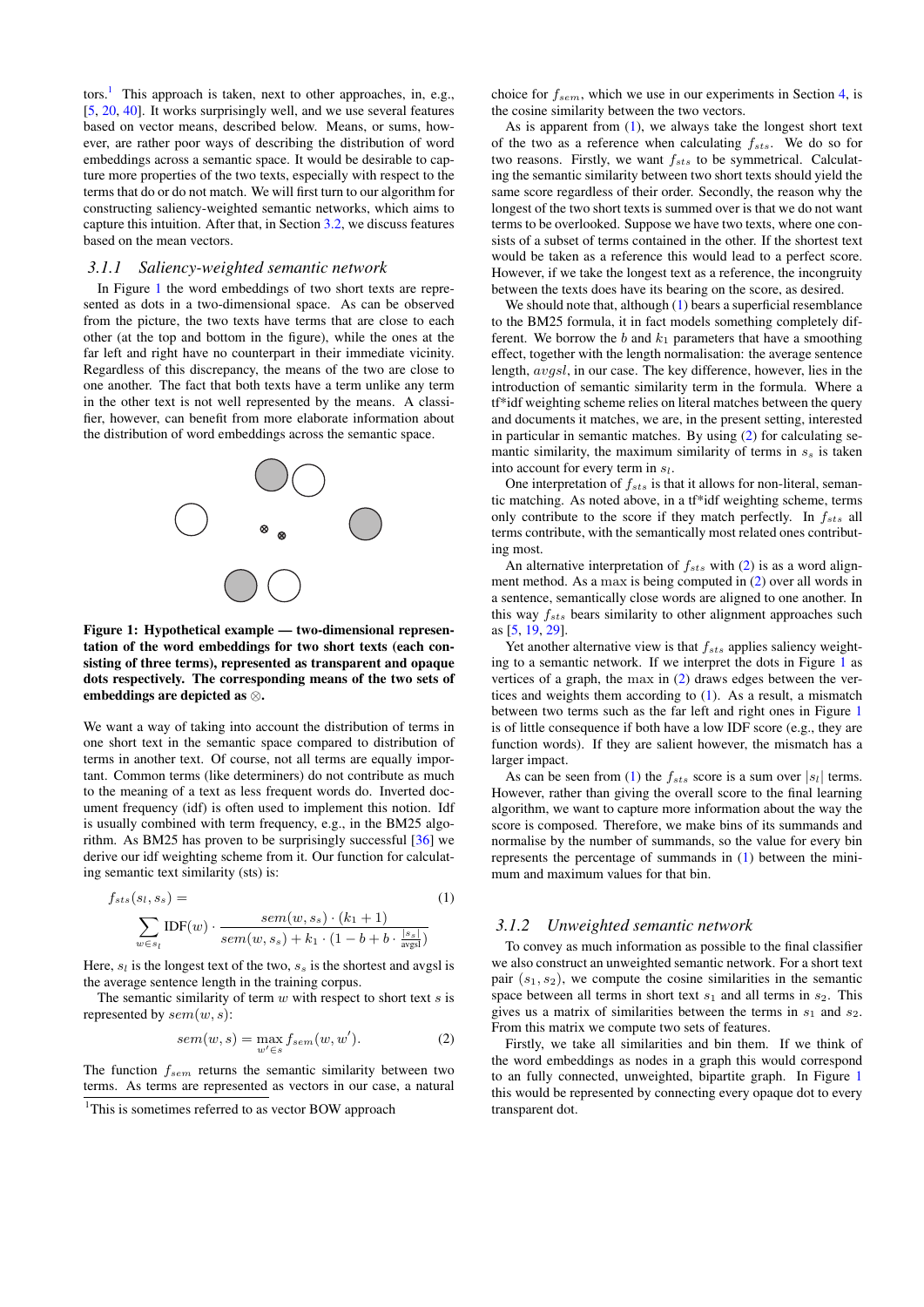tors.[1] This approach is taken, next to other approaches, in, e.g., [5, 20, 40]. It works surprisingly well, and we use several features based on vector means, described below. Means, or sums, however, are rather poor ways of describing the distribution of word embeddings across a semantic space. It would be desirable to capture more properties of the two texts, especially with respect to the terms that do or do not match. We will first turn to our algorithm for constructing saliency-weighted semantic networks, which aims to capture this intuition. After that, in Section 3.2, we discuss features based on the mean vectors.

### 3.1.1 Saliency-weighted semantic network

In Figure 1 the word embeddings of two short texts are represented as dots in a two-dimensional space. As can be observed from the picture, the two texts have terms that are close to each other (at the top and bottom in the figure), while the ones at the far left and right have no counterpart in their immediate vicinity. Regardless of this discrepancy, the means of the two are close to one another. The fact that both texts have a term unlike any term in the other text is not well represented by the means. A classifier, however, can benefit from more elaborate information about the distribution of word embeddings across the semantic space.

**Figure 1: Hypothetical example — two-dimensional representation of the word embeddings for two short texts (each consisting of three terms), represented as transparent and opaque dots respectively. The corresponding means of the two sets of embeddings are depicted as ⊗.**

We want a way of taking into account the distribution of terms in one short text in the semantic space compared to distribution of terms in another text. Of course, not all terms are equally important. Common terms (like determiners) do not contribute as much to the meaning of a text as less frequent words do. Inverted document frequency (idf) is often used to implement this notion. Idf is usually combined with term frequency, e.g., in the BM25 algorithm. As BM25 has proven to be surprisingly successful [36] we derive our idf weighting scheme from it. Our function for calculating semantic text similarity (sts) is:

$$f_{sts}(s_l, s_s) = \sum_{w \in s_l} \text{IDF}(w) \cdot \frac{sem(w, s_s) \cdot (k_1 + 1)}{sem(w, s_s) + k_1 \cdot (1 - b + b \cdot \frac{|s_s|}{\text{avgsl}})} \quad (1)$$

Here, $s_l$ is the longest text of the two, $s_s$ is the shortest and avgsl is the average sentence length in the training corpus.

The semantic similarity of term $w$ with respect to short text $s$ is represented by $sem(w, s)$:

$$sem(w, s) = \max_{w' \in s} f_{sem}(w, w'). \quad (2)$$

The function $f_{sem}$ returns the semantic similarity between two terms. As terms are represented as vectors in our case, a natural choice for $f_{sem}$, which we use in our experiments in Section 4, is the cosine similarity between the two vectors.

As is apparent from (1), we always take the longest short text of the two as a reference when calculating $f_{sts}$. We do so for two reasons. Firstly, we want $f_{sts}$ to be symmetrical. Calculating the semantic similarity between two short texts should yield the same score regardless of their order. Secondly, the reason why the longest of the two short texts is summed over is that we do not want terms to be overlooked. Suppose we have two texts, where one consists of a subset of terms contained in the other. If the shortest text would be taken as a reference this would lead to a perfect score. However, if we take the longest text as a reference, the incongruity between the texts does have its bearing on the score, as desired.

We should note that, although (1) bears a superficial resemblance to the BM25 formula, it in fact models something completely different. We borrow the $b$ and $k_1$ parameters that have a smoothing effect, together with the length normalisation: the average sentence length, $avgsl$, in our case. The key difference, however, lies in the introduction of semantic similarity term in the formula. Where a tf*idf weighting scheme relies on literal matches between the query and documents it matches, we are, in the present setting, interested in particular in semantic matches. By using (2) for calculating semantic similarity, the maximum similarity of terms in $s_s$ is taken into account for every term in $s_l$.

One interpretation of $f_{sts}$ is that it allows for non-literal, semantic matching. As noted above, in a tf*idf weighting scheme, terms only contribute to the score if they match perfectly. In $f_{sts}$ all terms contribute, with the semantically most related ones contributing most.

An alternative interpretation of $f_{sts}$ with (2) is as a word alignment method. As a max is being computed in (2) over all words in a sentence, semantically close words are aligned to one another. In this way $f_{sts}$ bears similarity to other alignment approaches such as [5, 19, 29].

Yet another alternative view is that $f_{sts}$ applies saliency weighting to a semantic network. If we interpret the dots in Figure 1 as vertices of a graph, the max in (2) draws edges between the vertices and weights them according to (1). As a result, a mismatch between two terms such as the far left and right ones in Figure 1 is of little consequence if both have a low IDF score (e.g., they are function words). If they are salient however, the mismatch has a larger impact.

As can be seen from (1) the $f_{sts}$ score is a sum over $|s_l|$ terms. However, rather than giving the overall score to the final learning algorithm, we want to capture more information about the way the score is composed. Therefore, we make bins of its summands and normalise by the number of summands, so the value for every bin represents the percentage of summands in (1) between the minimum and maximum values for that bin.

### 3.1.2 Unweighted semantic network

To convey as much information as possible to the final classifier we also construct an unweighted semantic network. For a short text pair $(s_1, s_2)$, we compute the cosine similarities in the semantic space between all terms in short text $s_1$ and all terms in $s_2$. This gives us a matrix of similarities between the terms in $s_1$ and $s_2$. From this matrix we compute two sets of features.

Firstly, we take all similarities and bin them. If we think of the word embeddings as nodes in a graph this would correspond to an fully connected, unweighted, bipartite graph. In Figure 1 this would be represented by connecting every opaque dot to every transparent dot.

[1]This is sometimes referred to as vector BOW approach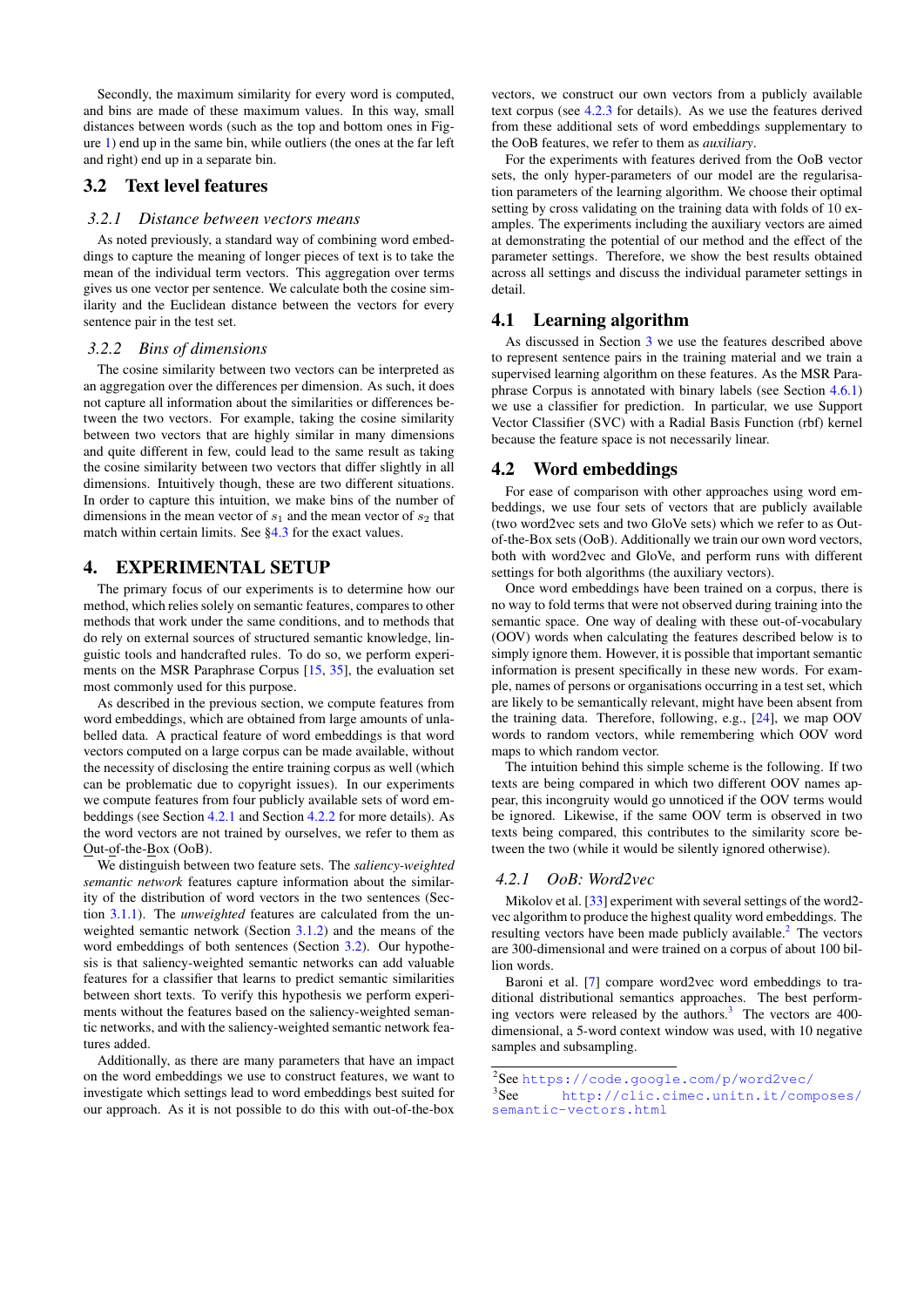Secondly, the maximum similarity for every word is computed, and bins are made of these maximum values. In this way, small distances between words (such as the top and bottom ones in Figure 1) end up in the same bin, while outliers (the ones at the far left and right) end up in a separate bin.

## 3.2 Text level features

### 3.2.1 Distance between vectors means

As noted previously, a standard way of combining word embeddings to capture the meaning of longer pieces of text is to take the mean of the individual term vectors. This aggregation over terms gives us one vector per sentence. We calculate both the cosine similarity and the Euclidean distance between the vectors for every sentence pair in the test set.

### 3.2.2 Bins of dimensions

The cosine similarity between two vectors can be interpreted as an aggregation over the differences per dimension. As such, it does not capture all information about the similarities or differences between the two vectors. For example, taking the cosine similarity between two vectors that are highly similar in many dimensions and quite different in few, could lead to the same result as taking the cosine similarity between two vectors that differ slightly in all dimensions. Intuitively though, these are two different situations. In order to capture this intuition, we make bins of the number of dimensions in the mean vector of $s_1$ and the mean vector of $s_2$ that match within certain limits. See §4.3 for the exact values.

# 4. EXPERIMENTAL SETUP

The primary focus of our experiments is to determine how our method, which relies solely on semantic features, compares to other methods that work under the same conditions, and to methods that do rely on external sources of structured semantic knowledge, linguistic tools and handcrafted rules. To do so, we perform experiments on the MSR Paraphrase Corpus [15, 35], the evaluation set most commonly used for this purpose.

As described in the previous section, we compute features from word embeddings, which are obtained from large amounts of unlabelled data. A practical feature of word embeddings is that word vectors computed on a large corpus can be made available, without the necessity of disclosing the entire training corpus as well (which can be problematic due to copyright issues). In our experiments we compute features from four publicly available sets of word embeddings (see Section 4.2.1 and Section 4.2.2 for more details). As the word vectors are not trained by ourselves, we refer to them as Out-of-the-Box (OoB).

We distinguish between two feature sets. The *saliency-weighted semantic network* features capture information about the similarity of the distribution of word vectors in the two sentences (Section 3.1.1). The *unweighted* features are calculated from the unweighted semantic network (Section 3.1.2) and the means of the word embeddings of both sentences (Section 3.2). Our hypothesis is that saliency-weighted semantic networks can add valuable features for a classifier that learns to predict semantic similarities between short texts. To verify this hypothesis we perform experiments without the features based on the saliency-weighted semantic networks, and with the saliency-weighted semantic network features added.

Additionally, as there are many parameters that have an impact on the word embeddings we use to construct features, we want to investigate which settings lead to word embeddings best suited for our approach. As it is not possible to do this with out-of-the-box vectors, we construct our own vectors from a publicly available text corpus (see 4.2.3 for details). As we use the features derived from these additional sets of word embeddings supplementary to the OoB features, we refer to them as *auxiliary*.

For the experiments with features derived from the OoB vector sets, the only hyper-parameters of our model are the regularisation parameters of the learning algorithm. We choose their optimal setting by cross validating on the training data with folds of 10 examples. The experiments including the auxiliary vectors are aimed at demonstrating the potential of our method and the effect of the parameter settings. Therefore, we show the best results obtained across all settings and discuss the individual parameter settings in detail.

## 4.1 Learning algorithm

As discussed in Section 3 we use the features described above to represent sentence pairs in the training material and we train a supervised learning algorithm on these features. As the MSR Paraphrase Corpus is annotated with binary labels (see Section 4.6.1) we use a classifier for prediction. In particular, we use Support Vector Classifier (SVC) with a Radial Basis Function (rbf) kernel because the feature space is not necessarily linear.

## 4.2 Word embeddings

For ease of comparison with other approaches using word embeddings, we use four sets of vectors that are publicly available (two word2vec sets and two GloVe sets) which we refer to as Out-of-the-Box sets (OoB). Additionally we train our own word vectors, both with word2vec and GloVe, and perform runs with different settings for both algorithms (the auxiliary vectors).

Once word embeddings have been trained on a corpus, there is no way to fold terms that were not observed during training into the semantic space. One way of dealing with these out-of-vocabulary (OOV) words when calculating the features described below is to simply ignore them. However, it is possible that important semantic information is present specifically in these new words. For example, names of persons or organisations occurring in a test set, which are likely to be semantically relevant, might have been absent from the training data. Therefore, following, e.g., [24], we map OOV words to random vectors, while remembering which OOV word maps to which random vector.

The intuition behind this simple scheme is the following. If two texts are being compared in which two different OOV names appear, this incongruity would go unnoticed if the OOV terms would be ignored. Likewise, if the same OOV term is observed in two texts being compared, this contributes to the similarity score between the two (while it would be silently ignored otherwise).

### 4.2.1 OoB: Word2vec

Mikolov et al. [33] experiment with several settings of the word2vec algorithm to produce the highest quality word embeddings. The resulting vectors have been made publicly available.[2] The vectors are 300-dimensional and were trained on a corpus of about 100 billion words.

Baroni et al. [7] compare word2vec word embeddings to traditional distributional semantics approaches. The best performing vectors were released by the authors.[3] The vectors are 400-dimensional, a 5-word context window was used, with 10 negative samples and subsampling.

[2] See https://code.google.com/p/word2vec/

[3] See http://clic.cimec.unitn.it/composes/semantic-vectors.html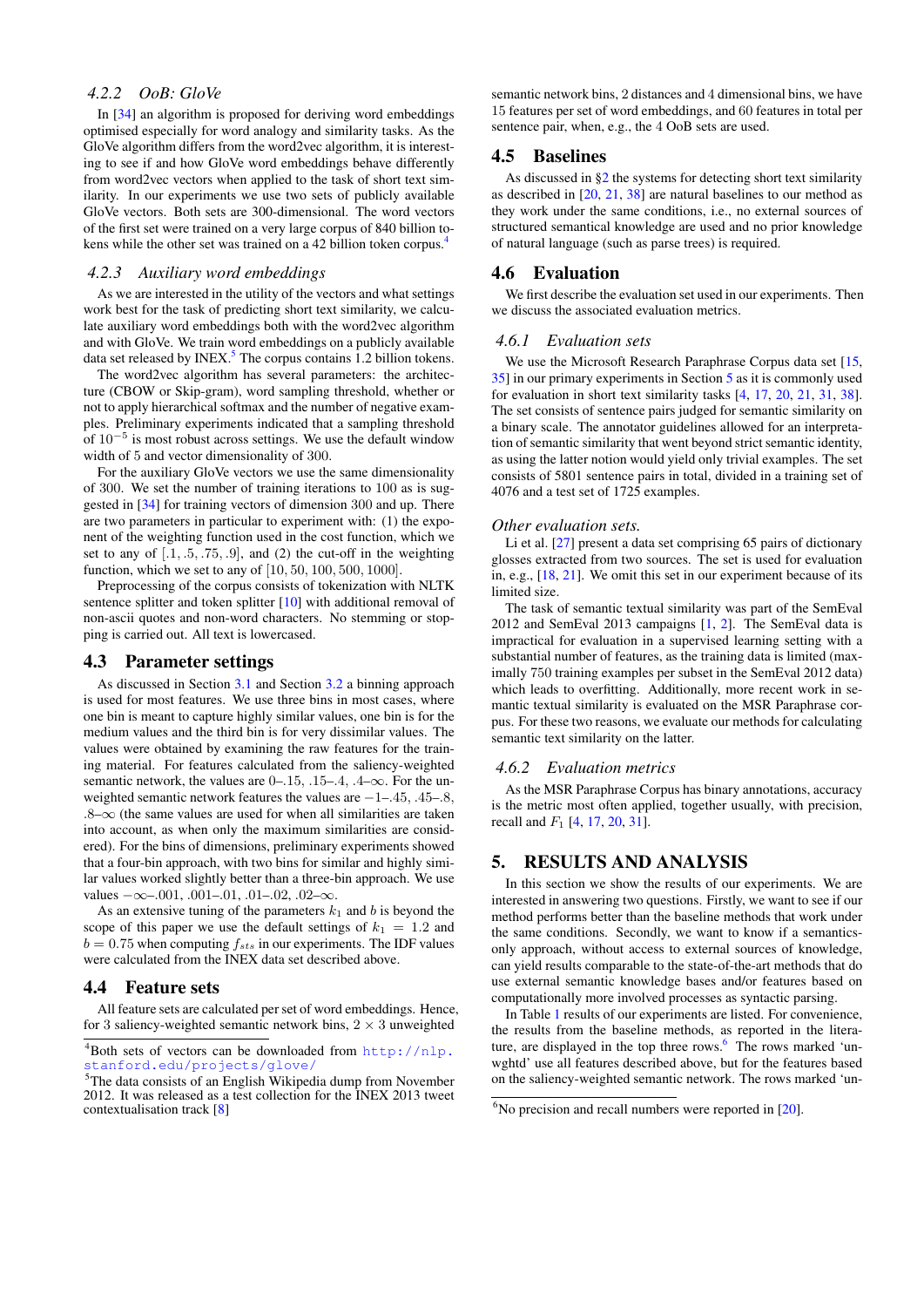### 4.2.2 OoB: GloVe

In [34] an algorithm is proposed for deriving word embeddings optimised especially for word analogy and similarity tasks. As the GloVe algorithm differs from the word2vec algorithm, it is interesting to see if and how GloVe word embeddings behave differently from word2vec vectors when applied to the task of short text similarity. In our experiments we use two sets of publicly available GloVe vectors. Both sets are 300-dimensional. The word vectors of the first set were trained on a very large corpus of 840 billion tokens while the other set was trained on a 42 billion token corpus.[4]

### 4.2.3 Auxiliary word embeddings

As we are interested in the utility of the vectors and what settings work best for the task of predicting short text similarity, we calculate auxiliary word embeddings both with the word2vec algorithm and with GloVe. We train word embeddings on a publicly available data set released by INEX.[5] The corpus contains 1.2 billion tokens.

The word2vec algorithm has several parameters: the architecture (CBOW or Skip-gram), word sampling threshold, whether or not to apply hierarchical softmax and the number of negative examples. Preliminary experiments indicated that a sampling threshold of $10^{-5}$ is most robust across settings. We use the default window width of 5 and vector dimensionality of 300.

For the auxiliary GloVe vectors we use the same dimensionality of 300. We set the number of training iterations to 100 as is suggested in [34] for training vectors of dimension 300 and up. There are two parameters in particular to experiment with: (1) the exponent of the weighting function used in the cost function, which we set to any of $[.1, .5, .75, .9]$, and (2) the cut-off in the weighting function, which we set to any of $[10, 50, 100, 500, 1000]$.

Preprocessing of the corpus consists of tokenization with NLTK sentence splitter and token splitter [10] with additional removal of non-ascii quotes and non-word characters. No stemming or stopping is carried out. All text is lowercased.

## 4.3 Parameter settings

As discussed in Section 3.1 and Section 3.2 a binning approach is used for most features. We use three bins in most cases, where one bin is meant to capture highly similar values, one bin is for the medium values and the third bin is for very dissimilar values. The values were obtained by examining the raw features for the training material. For features calculated from the saliency-weighted semantic network, the values are 0–.15, .15–.4, .4–$\infty$. For the unweighted semantic network features the values are $-1$–.45, .45–.8, .8–$\infty$ (the same values are used for when all similarities are taken into account, as when only the maximum similarities are considered). For the bins of dimensions, preliminary experiments showed that a four-bin approach, with two bins for similar and highly similar values worked slightly better than a three-bin approach. We use values $-\infty$–.001, .001–.01, .01–.02, .02–$\infty$.

As an extensive tuning of the parameters $k_1$ and $b$ is beyond the scope of this paper we use the default settings of $k_1 = 1.2$ and $b = 0.75$ when computing $f_{sts}$ in our experiments. The IDF values were calculated from the INEX data set described above.

## 4.4 Feature sets

All feature sets are calculated per set of word embeddings. Hence, for 3 saliency-weighted semantic network bins, $2 \times 3$ unweighted semantic network bins, 2 distances and 4 dimensional bins, we have 15 features per set of word embeddings, and 60 features in total per sentence pair, when, e.g., the 4 OoB sets are used.

## 4.5 Baselines

As discussed in §2 the systems for detecting short text similarity as described in [20, 21, 38] are natural baselines to our method as they work under the same conditions, i.e., no external sources of structured semantical knowledge are used and no prior knowledge of natural language (such as parse trees) is required.

## 4.6 Evaluation

We first describe the evaluation set used in our experiments. Then we discuss the associated evaluation metrics.

### 4.6.1 Evaluation sets

We use the Microsoft Research Paraphrase Corpus data set [15, 35] in our primary experiments in Section 5 as it is commonly used for evaluation in short text similarity tasks [4, 17, 20, 21, 31, 38]. The set consists of sentence pairs judged for semantic similarity on a binary scale. The annotator guidelines allowed for an interpretation of semantic similarity that went beyond strict semantic identity, as using the latter notion would yield only trivial examples. The set consists of 5801 sentence pairs in total, divided in a training set of 4076 and a test set of 1725 examples.

*Other evaluation sets.*

Li et al. [27] present a data set comprising 65 pairs of dictionary glosses extracted from two sources. The set is used for evaluation in, e.g., [18, 21]. We omit this set in our experiment because of its limited size.

The task of semantic textual similarity was part of the SemEval 2012 and SemEval 2013 campaigns [1, 2]. The SemEval data is impractical for evaluation in a supervised learning setting with a substantial number of features, as the training data is limited (maximally 750 training examples per subset in the SemEval 2012 data) which leads to overfitting. Additionally, more recent work in semantic textual similarity is evaluated on the MSR Paraphrase corpus. For these two reasons, we evaluate our methods for calculating semantic text similarity on the latter.

### 4.6.2 Evaluation metrics

As the MSR Paraphrase Corpus has binary annotations, accuracy is the metric most often applied, together usually, with precision, recall and $F_1$ [4, 17, 20, 31].

# 5. RESULTS AND ANALYSIS

In this section we show the results of our experiments. We are interested in answering two questions. Firstly, we want to see if our method performs better than the baseline methods that work under the same conditions. Secondly, we want to know if a semantics-only approach, without access to external sources of knowledge, can yield results comparable to the state-of-the-art methods that do use external semantic knowledge bases and/or features based on computationally more involved processes as syntactic parsing.

In Table 1 results of our experiments are listed. For convenience, the results from the baseline methods, as reported in the literature, are displayed in the top three rows.[6] The rows marked 'unwghtd' use all features described above, but for the features based on the saliency-weighted semantic network. The rows marked 'un-

[4] Both sets of vectors can be downloaded from http://nlp.stanford.edu/projects/glove/

[5] The data consists of an English Wikipedia dump from November 2012. It was released as a test collection for the INEX 2013 tweet contextualisation track [8]

[6] No precision and recall numbers were reported in [20].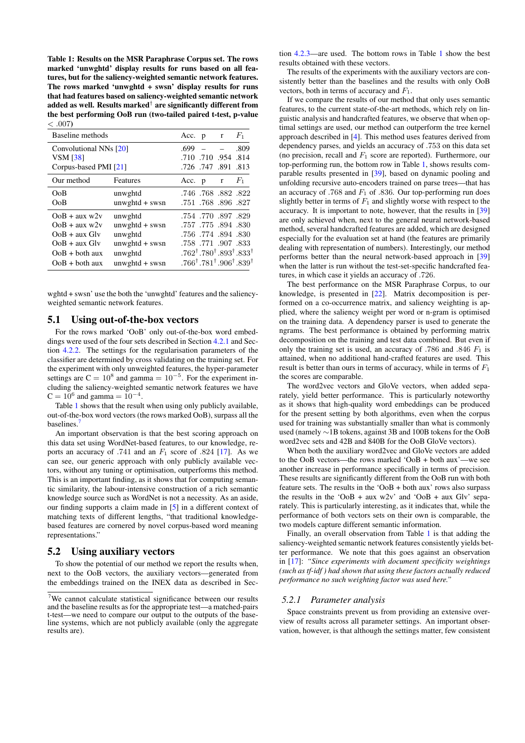**Table 1: Results on the MSR Paraphrase Corpus set. The rows marked 'unwghtd' display results for runs based on all features, but for the saliency-weighted semantic network features. The rows marked 'unwghtd + swsn' display results for runs that had features based on saliency-weighted semantic network added as well. Results marked† are significantly different from the best performing OoB run (two-tailed paired t-test, p-value $< .007$)**

| Baseline methods | | Acc. | p | r | $F_1$ |
|---|---|---|---|---|---|
| Convolutional NNs [20] | | .699 | – | – | .809 |
| VSM [38] | | .710 | .710 | .954 | .814 |
| Corpus-based PMI [21] | | .726 | .747 | .891 | .813 |
| **Our method** | **Features** | **Acc.** | **p** | **r** | **$F_1$** |
| OoB | unwghtd | .746 | .768 | .882 | .822 |
| OoB | unwghtd + swsn | .751 | .768 | .896 | .827 |
| OoB + aux w2v | unwghtd | .754 | .770 | .897 | .829 |
| OoB + aux w2v | unwghtd + swsn | .757 | .775 | .894 | .830 |
| OoB + aux Glv | unwghtd | .756 | .774 | .894 | .830 |
| OoB + aux Glv | unwghtd + swsn | .758 | .771 | .907 | .833 |
| OoB + both aux | unwghtd | .762† | .780† | .893† | .833† |
| OoB + both aux | unwghtd + swsn | .766† | .781† | .906† | .839† |

wghtd + swsn' use the both the 'unwghtd' features and the saliency-weighted semantic network features.

## 5.1 Using out-of-the-box vectors

For the rows marked 'OoB' only out-of-the-box word embeddings were used of the four sets described in Section 4.2.1 and Section 4.2.2. The settings for the regularisation parameters of the classifier are determined by cross validating on the training set. For the experiment with only unweighted features, the hyper-parameter settings are $C = 10^8$ and gamma $= 10^{-5}$. For the experiment including the saliency-weighted semantic network features we have $C = 10^6$ and gamma $= 10^{-4}$.

Table 1 shows that the result when using only publicly available, out-of-the-box word vectors (the rows marked OoB), surpass all the baselines.[7]

An important observation is that the best scoring approach on this data set using WordNet-based features, to our knowledge, reports an accuracy of .741 and an $F_1$ score of .824 [17]. As we can see, our generic approach with only publicly available vectors, without any tuning or optimisation, outperforms this method. This is an important finding, as it shows that for computing semantic similarity, the labour-intensive construction of a rich semantic knowledge source such as WordNet is not a necessity. As an aside, our finding supports a claim made in [5] in a different context of matching texts of different lengths, "that traditional knowledge-based features are cornered by novel corpus-based word meaning representations."

## 5.2 Using auxiliary vectors

To show the potential of our method we report the results when, next to the OoB vectors, the auxiliary vectors—generated from the embeddings trained on the INEX data as described in Section 4.2.3—are used. The bottom rows in Table 1 show the best results obtained with these vectors.

The results of the experiments with the auxiliary vectors are consistently better than the baselines and the results with only OoB vectors, both in terms of accuracy and $F_1$.

If we compare the results of our method that only uses semantic features, to the current state-of-the-art methods, which rely on linguistic analysis and handcrafted features, we observe that when optimal settings are used, our method can outperform the tree kernel approach described in [4]. This method uses features derived from dependency parses, and yields an accuracy of .753 on this data set (no precision, recall and $F_1$ score are reported). Furthermore, our top-performing run, the bottom row in Table 1, shows results comparable results presented in [39], based on dynamic pooling and unfolding recursive auto-encoders trained on parse trees—that has an accuracy of .768 and $F_1$ of .836. Our top-performing run does slightly better in terms of $F_1$ and slightly worse with respect to the accuracy. It is important to note, however, that the results in [39] are only achieved when, next to the general neural network-based method, several handcrafted features are added, which are designed especially for the evaluation set at hand (the features are primarily dealing with representation of numbers). Interestingly, our method performs better than the neural network-based approach in [39] when the latter is run without the test-set-specific handcrafted features, in which case it yields an accuracy of .726.

The best performance on the MSR Paraphrase Corpus, to our knowledge, is presented in [22]. Matrix decomposition is performed on a co-occurrence matrix, and saliency weighting is applied, where the saliency weight per word or n-gram is optimised on the training data. A dependency parser is used to generate the ngrams. The best performance is obtained by performing matrix decomposition on the training and test data combined. But even if only the training set is used, an accuracy of .786 and .846 $F_1$ is attained, when no additional hand-crafted features are used. This result is better than ours in terms of accuracy, while in terms of $F_1$ the scores are comparable.

The word2vec vectors and GloVe vectors, when added separately, yield better performance. This is particularly noteworthy as it shows that high-quality word embeddings can be produced for the present setting by both algorithms, even when the corpus used for training was substantially smaller than what is commonly used (namely $\sim$1B tokens, against 3B and 100B tokens for the OoB word2vec sets and 42B and 840B for the OoB GloVe vectors).

When both the auxiliary word2vec and GloVe vectors are added to the OoB vectors—the rows marked 'OoB + both aux'—we see another increase in performance specifically in terms of precision. These results are significantly different from the OoB run with both feature sets. The results in the 'OoB + both aux' rows also surpass the results in the 'OoB + aux w2v' and 'OoB + aux Glv' separately. This is particularly interesting, as it indicates that, while the performance of both vectors sets on their own is comparable, the two models capture different semantic information.

Finally, an overall observation from Table 1 is that adding the saliency-weighted semantic network features consistently yields better performance. We note that this goes against an observation in [17]: *"Since experiments with document specificity weightings (such as tf-idf ) had shown that using these factors actually reduced performance no such weighting factor was used here."*

### 5.2.1 Parameter analysis

Space constraints prevent us from providing an extensive overview of results across all parameter settings. An important observation, however, is that although the settings matter, few consistent

[7] We cannot calculate statistical significance between our results and the baseline results as for the appropriate test—a matched-pairs t-test—we need to compare our output to the outputs of the baseline systems, which are not publicly available (only the aggregate results are).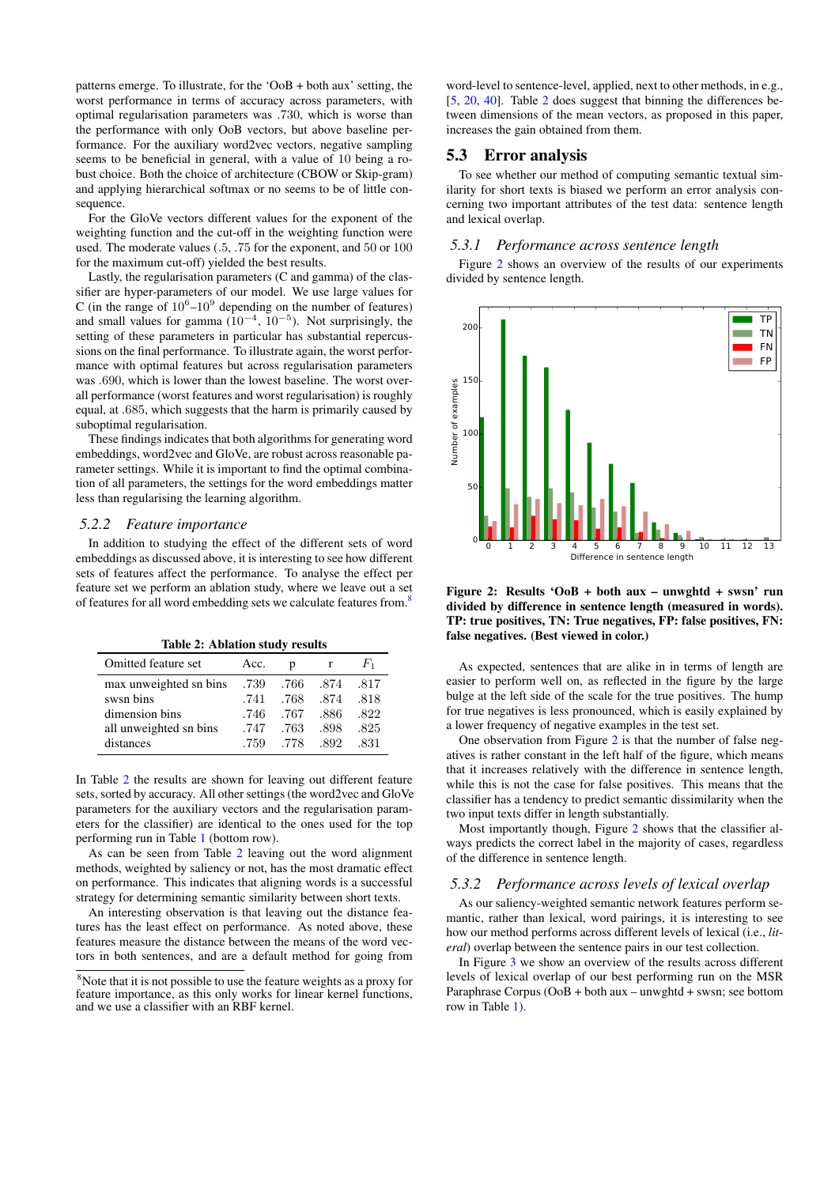patterns emerge. To illustrate, for the 'OoB + both aux' setting, the worst performance in terms of accuracy across parameters, with optimal regularisation parameters was .730, which is worse than the performance with only OoB vectors, but above baseline performance. For the auxiliary word2vec vectors, negative sampling seems to be beneficial in general, with a value of 10 being a robust choice. Both the choice of architecture (CBOW or Skip-gram) and applying hierarchical softmax or no seems to be of little consequence.

For the GloVe vectors different values for the exponent of the weighting function and the cut-off in the weighting function were used. The moderate values (.5, .75 for the exponent, and 50 or 100 for the maximum cut-off) yielded the best results.

Lastly, the regularisation parameters (C and gamma) of the classifier are hyper-parameters of our model. We use large values for C (in the range of $10^6$–$10^9$ depending on the number of features) and small values for gamma ($10^{-4}$, $10^{-5}$). Not surprisingly, the setting of these parameters in particular has substantial repercussions on the final performance. To illustrate again, the worst performance with optimal features but across regularisation parameters was .690, which is lower than the lowest baseline. The worst overall performance (worst features and worst regularisation) is roughly equal, at .685, which suggests that the harm is primarily caused by suboptimal regularisation.

These findings indicates that both algorithms for generating word embeddings, word2vec and GloVe, are robust across reasonable parameter settings. While it is important to find the optimal combination of all parameters, the settings for the word embeddings matter less than regularising the learning algorithm.

### 5.2.2 *Feature importance*

In addition to studying the effect of the different sets of word embeddings as discussed above, it is interesting to see how different sets of features affect the performance. To analyse the effect per feature set we perform an ablation study, where we leave out a set of features for all word embedding sets we calculate features from.[8]

**Table 2: Ablation study results**

| Omitted feature set | Acc. | p | r | $F_1$ |
|---|---|---|---|---|
| max unweighted sn bins | .739 | .766 | .874 | .817 |
| swsn bins | .741 | .768 | .874 | .818 |
| dimension bins | .746 | .767 | .886 | .822 |
| all unweighted sn bins | .747 | .763 | .898 | .825 |
| distances | .759 | .778 | .892 | .831 |

In Table 2 the results are shown for leaving out different feature sets, sorted by accuracy. All other settings (the word2vec and GloVe parameters for the auxiliary vectors and the regularisation parameters for the classifier) are identical to the ones used for the top performing run in Table 1 (bottom row).

As can be seen from Table 2 leaving out the word alignment methods, weighted by saliency or not, has the most dramatic effect on performance. This indicates that aligning words is a successful strategy for determining semantic similarity between short texts.

An interesting observation is that leaving out the distance features has the least effect on performance. As noted above, these features measure the distance between the means of the word vectors in both sentences, and are a default method for going from word-level to sentence-level, applied, next to other methods, in e.g., [5, 20, 40]. Table 2 does suggest that binning the differences between dimensions of the mean vectors, as proposed in this paper, increases the gain obtained from them.

[8] Note that it is not possible to use the feature weights as a proxy for feature importance, as this only works for linear kernel functions, and we use a classifier with an RBF kernel.

## 5.3 Error analysis

To see whether our method of computing semantic textual similarity for short texts is biased we perform an error analysis concerning two important attributes of the test data: sentence length and lexical overlap.

### 5.3.1 *Performance across sentence length*

Figure 2 shows an overview of the results of our experiments divided by sentence length.

**Figure 2: Results 'OoB + both aux – unwghtd + swsn' run divided by difference in sentence length (measured in words). TP: true positives, TN: True negatives, FP: false positives, FN: false negatives. (Best viewed in color.)**

As expected, sentences that are alike in in terms of length are easier to perform well on, as reflected in the figure by the large bulge at the left side of the scale for the true positives. The hump for true negatives is less pronounced, which is easily explained by a lower frequency of negative examples in the test set.

One observation from Figure 2 is that the number of false negatives is rather constant in the left half of the figure, which means that it increases relatively with the difference in sentence length, while this is not the case for false positives. This means that the classifier has a tendency to predict semantic dissimilarity when the two input texts differ in length substantially.

Most importantly though, Figure 2 shows that the classifier always predicts the correct label in the majority of cases, regardless of the difference in sentence length.

### 5.3.2 *Performance across levels of lexical overlap*

As our saliency-weighted semantic network features perform semantic, rather than lexical, word pairings, it is interesting to see how our method performs across different levels of lexical (i.e., *literal*) overlap between the sentence pairs in our test collection.

In Figure 3 we show an overview of the results across different levels of lexical overlap of our best performing run on the MSR Paraphrase Corpus (OoB + both aux – unwghtd + swsn; see bottom row in Table 1).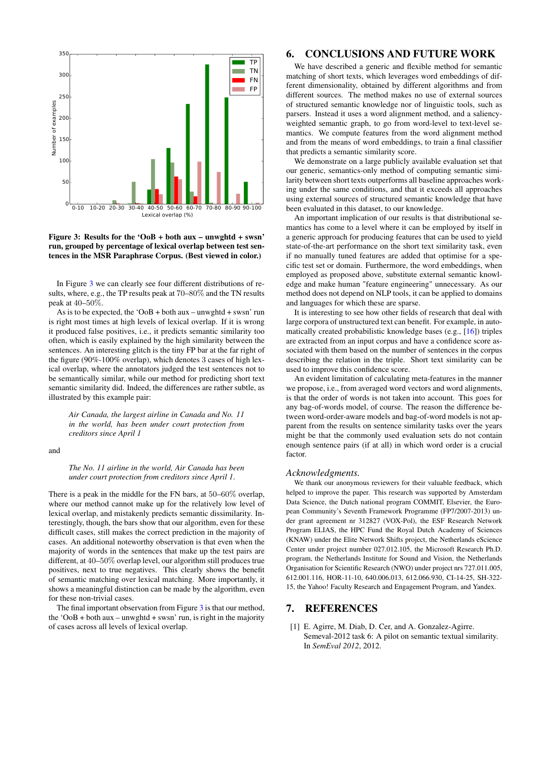**Figure 3: Results for the 'OoB + both aux – unwghtd + swsn' run, grouped by percentage of lexical overlap between test sentences in the MSR Paraphrase Corpus. (Best viewed in color.)**

In Figure 3 we can clearly see four different distributions of results, where, e.g., the TP results peak at 70–80% and the TN results peak at 40–50%.

As is to be expected, the 'OoB + both aux – unwghtd + swsn' run is right most times at high levels of lexical overlap. If it is wrong it produced false positives, i.e., it predicts semantic similarity too often, which is easily explained by the high similarity between the sentences. An interesting glitch is the tiny FP bar at the far right of the figure (90%-100% overlap), which denotes 3 cases of high lexical overlap, where the annotators judged the test sentences not to be semantically similar, while our method for predicting short text semantic similarity did. Indeed, the differences are rather subtle, as illustrated by this example pair:

> *Air Canada, the largest airline in Canada and No. 11 in the world, has been under court protection from creditors since April 1*

and

> *The No. 11 airline in the world, Air Canada has been under court protection from creditors since April 1.*

There is a peak in the middle for the FN bars, at 50–60% overlap, where our method cannot make up for the relatively low level of lexical overlap, and mistakenly predicts semantic dissimilarity. Interestingly, though, the bars show that our algorithm, even for these difficult cases, still makes the correct prediction in the majority of cases. An additional noteworthy observation is that even when the majority of words in the sentences that make up the test pairs are different, at 40–50% overlap level, our algorithm still produces true positives, next to true negatives. This clearly shows the benefit of semantic matching over lexical matching. More importantly, it shows a meaningful distinction can be made by the algorithm, even for these non-trivial cases.

The final important observation from Figure 3 is that our method, the 'OoB + both aux – unwghtd + swsn' run, is right in the majority of cases across all levels of lexical overlap.

# 6. CONCLUSIONS AND FUTURE WORK

We have described a generic and flexible method for semantic matching of short texts, which leverages word embeddings of different dimensionality, obtained by different algorithms and from different sources. The method makes no use of external sources of structured semantic knowledge nor of linguistic tools, such as parsers. Instead it uses a word alignment method, and a saliency-weighted semantic graph, to go from word-level to text-level semantics. We compute features from the word alignment method and from the means of word embeddings, to train a final classifier that predicts a semantic similarity score.

We demonstrate on a large publicly available evaluation set that our generic, semantics-only method of computing semantic similarity between short texts outperforms all baseline approaches working under the same conditions, and that it exceeds all approaches using external sources of structured semantic knowledge that have been evaluated in this dataset, to our knowledge.

An important implication of our results is that distributional semantics has come to a level where it can be employed by itself in a generic approach for producing features that can be used to yield state-of-the-art performance on the short text similarity task, even if no manually tuned features are added that optimise for a specific test set or domain. Furthermore, the word embeddings, when employed as proposed above, substitute external semantic knowledge and make human "feature engineering" unnecessary. As our method does not depend on NLP tools, it can be applied to domains and languages for which these are sparse.

It is interesting to see how other fields of research that deal with large corpora of unstructured text can benefit. For example, in automatically created probabilistic knowledge bases (e.g., [16]) triples are extracted from an input corpus and have a confidence score associated with them based on the number of sentences in the corpus describing the relation in the triple. Short text similarity can be used to improve this confidence score.

An evident limitation of calculating meta-features in the manner we propose, i.e., from averaged word vectors and word alignments, is that the order of words is not taken into account. This goes for any bag-of-words model, of course. The reason the difference between word-order-aware models and bag-of-word models is not apparent from the results on sentence similarity tasks over the years might be that the commonly used evaluation sets do not contain enough sentence pairs (if at all) in which word order is a crucial factor.

### *Acknowledgments.*

We thank our anonymous reviewers for their valuable feedback, which helped to improve the paper. This research was supported by Amsterdam Data Science, the Dutch national program COMMIT, Elsevier, the European Community's Seventh Framework Programme (FP7/2007-2013) under grant agreement nr 312827 (VOX-Pol), the ESF Research Network Program ELIAS, the HPC Fund the Royal Dutch Academy of Sciences (KNAW) under the Elite Network Shifts project, the Netherlands eScience Center under project number 027.012.105, the Microsoft Research Ph.D. program, the Netherlands Institute for Sound and Vision, the Netherlands Organisation for Scientific Research (NWO) under project nrs 727.011.005, 612.001.116, HOR-11-10, 640.006.013, 612.066.930, CI-14-25, SH-322-15, the Yahoo! Faculty Research and Engagement Program, and Yandex.

# 7. REFERENCES

[1] E. Agirre, M. Diab, D. Cer, and A. Gonzalez-Agirre. Semeval-2012 task 6: A pilot on semantic textual similarity. In *SemEval 2012*, 2012.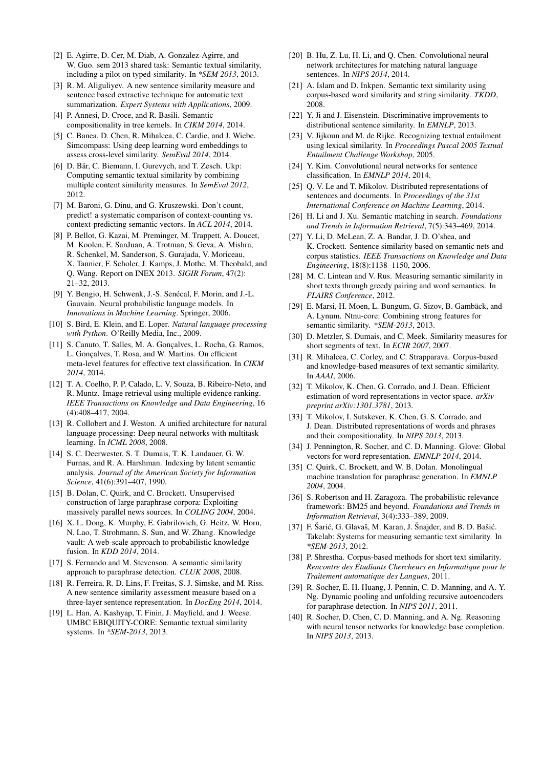[2] E. Agirre, D. Cer, M. Diab, A. Gonzalez-Agirre, and W. Guo. sem 2013 shared task: Semantic textual similarity, including a pilot on typed-similarity. In *\*SEM 2013*, 2013.

[3] R. M. Aliguliyev. A new sentence similarity measure and sentence based extractive technique for automatic text summarization. *Expert Systems with Applications*, 2009.

[4] P. Annesi, D. Croce, and R. Basili. Semantic compositionality in tree kernels. In *CIKM 2014*, 2014.

[5] C. Banea, D. Chen, R. Mihalcea, C. Cardie, and J. Wiebe. Simcompass: Using deep learning word embeddings to assess cross-level similarity. *SemEval 2014*, 2014.

[6] D. Bär, C. Biemann, I. Gurevych, and T. Zesch. Ukp: Computing semantic textual similarity by combining multiple content similarity measures. In *SemEval 2012*, 2012.

[7] M. Baroni, G. Dinu, and G. Kruszewski. Don't count, predict! a systematic comparison of context-counting vs. context-predicting semantic vectors. In *ACL 2014*, 2014.

[8] P. Bellot, G. Kazai, M. Preminger, M. Trappett, A. Doucet, M. Koolen, E. SanJuan, A. Trotman, S. Geva, A. Mishra, R. Schenkel, M. Sanderson, S. Gurajada, V. Moriceau, X. Tannier, F. Scholer, J. Kamps, J. Mothe, M. Theobald, and Q. Wang. Report on INEX 2013. *SIGIR Forum*, 47(2): 21–32, 2013.

[9] Y. Bengio, H. Schwenk, J.-S. Senécal, F. Morin, and J.-L. Gauvain. Neural probabilistic language models. In *Innovations in Machine Learning*. Springer, 2006.

[10] S. Bird, E. Klein, and E. Loper. *Natural language processing with Python*. O'Reilly Media, Inc., 2009.

[11] S. Canuto, T. Salles, M. A. Gonçalves, L. Rocha, G. Ramos, L. Gonçalves, T. Rosa, and W. Martins. On efficient meta-level features for effective text classification. In *CIKM 2014*, 2014.

[12] T. A. Coelho, P. P. Calado, L. V. Souza, B. Ribeiro-Neto, and R. Muntz. Image retrieval using multiple evidence ranking. *IEEE Transactions on Knowledge and Data Engineering*, 16 (4):408–417, 2004.

[13] R. Collobert and J. Weston. A unified architecture for natural language processing: Deep neural networks with multitask learning. In *ICML 2008*, 2008.

[14] S. C. Deerwester, S. T. Dumais, T. K. Landauer, G. W. Furnas, and R. A. Harshman. Indexing by latent semantic analysis. *Journal of the American Society for Information Science*, 41(6):391–407, 1990.

[15] B. Dolan, C. Quirk, and C. Brockett. Unsupervised construction of large paraphrase corpora: Exploiting massively parallel news sources. In *COLING 2004*, 2004.

[16] X. L. Dong, K. Murphy, E. Gabrilovich, G. Heitz, W. Horn, N. Lao, T. Strohmann, S. Sun, and W. Zhang. Knowledge vault: A web-scale approach to probabilistic knowledge fusion. In *KDD 2014*, 2014.

[17] S. Fernando and M. Stevenson. A semantic similarity approach to paraphrase detection. *CLUK 2008*, 2008.

[18] R. Ferreira, R. D. Lins, F. Freitas, S. J. Simske, and M. Riss. A new sentence similarity assessment measure based on a three-layer sentence representation. In *DocEng 2014*, 2014.

[19] L. Han, A. Kashyap, T. Finin, J. Mayfield, and J. Weese. UMBC EBIQUITY-CORE: Semantic textual similarity systems. In *\*SEM-2013*, 2013.

[20] B. Hu, Z. Lu, H. Li, and Q. Chen. Convolutional neural network architectures for matching natural language sentences. In *NIPS 2014*, 2014.

[21] A. Islam and D. Inkpen. Semantic text similarity using corpus-based word similarity and string similarity. *TKDD*, 2008.

[22] Y. Ji and J. Eisenstein. Discriminative improvements to distributional sentence similarity. In *EMNLP*, 2013.

[23] V. Jijkoun and M. de Rijke. Recognizing textual entailment using lexical similarity. In *Proceedings Pascal 2005 Textual Entailment Challenge Workshop*, 2005.

[24] Y. Kim. Convolutional neural networks for sentence classification. In *EMNLP 2014*, 2014.

[25] Q. V. Le and T. Mikolov. Distributed representations of sentences and documents. In *Proceedings of the 31st International Conference on Machine Learning*, 2014.

[26] H. Li and J. Xu. Semantic matching in search. *Foundations and Trends in Information Retrieval*, 7(5):343–469, 2014.

[27] Y. Li, D. McLean, Z. A. Bandar, J. D. O'shea, and K. Crockett. Sentence similarity based on semantic nets and corpus statistics. *IEEE Transactions on Knowledge and Data Engineering*, 18(8):1138–1150, 2006.

[28] M. C. Lintean and V. Rus. Measuring semantic similarity in short texts through greedy pairing and word semantics. In *FLAIRS Conference*, 2012.

[29] E. Marsi, H. Moen, L. Bungum, G. Sizov, B. Gambäck, and A. Lynum. Ntnu-core: Combining strong features for semantic similarity. *\*SEM-2013*, 2013.

[30] D. Metzler, S. Dumais, and C. Meek. Similarity measures for short segments of text. In *ECIR 2007*, 2007.

[31] R. Mihalcea, C. Corley, and C. Strapparava. Corpus-based and knowledge-based measures of text semantic similarity. In *AAAI*, 2006.

[32] T. Mikolov, K. Chen, G. Corrado, and J. Dean. Efficient estimation of word representations in vector space. *arXiv preprint arXiv:1301.3781*, 2013.

[33] T. Mikolov, I. Sutskever, K. Chen, G. S. Corrado, and J. Dean. Distributed representations of words and phrases and their compositionality. In *NIPS 2013*, 2013.

[34] J. Pennington, R. Socher, and C. D. Manning. Glove: Global vectors for word representation. *EMNLP 2014*, 2014.

[35] C. Quirk, C. Brockett, and W. B. Dolan. Monolingual machine translation for paraphrase generation. In *EMNLP 2004*, 2004.

[36] S. Robertson and H. Zaragoza. The probabilistic relevance framework: BM25 and beyond. *Foundations and Trends in Information Retrieval*, 3(4):333–389, 2009.

[37] F. Šarić, G. Glavaš, M. Karan, J. Šnajder, and B. D. Bašić. Takelab: Systems for measuring semantic text similarity. In *\*SEM-2013*, 2012.

[38] P. Shrestha. Corpus-based methods for short text similarity. *Rencontre des Étudiants Chercheurs en Informatique pour le Traitement automatique des Langues*, 2011.

[39] R. Socher, E. H. Huang, J. Pennin, C. D. Manning, and A. Y. Ng. Dynamic pooling and unfolding recursive autoencoders for paraphrase detection. In *NIPS 2011*, 2011.

[40] R. Socher, D. Chen, C. D. Manning, and A. Ng. Reasoning with neural tensor networks for knowledge base completion. In *NIPS 2013*, 2013.